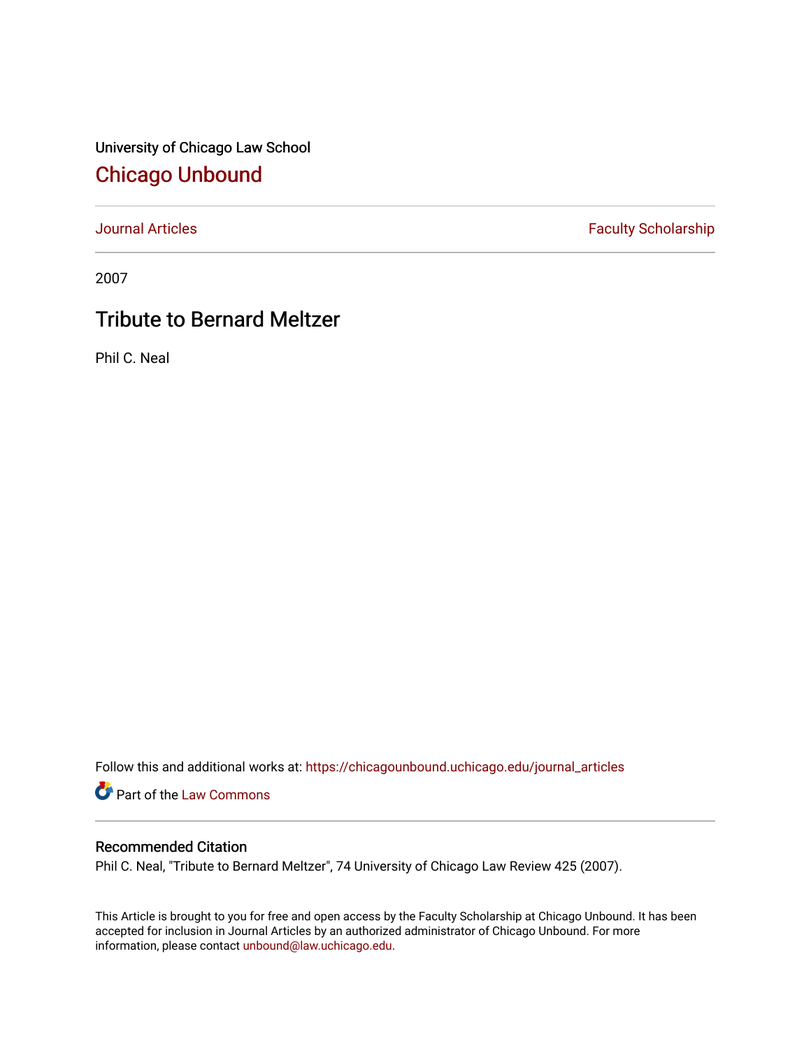University of Chicago Law School

## Chicago Unbound

Journal Articles | Faculty Scholarship

2007

# Tribute to Bernard Meltzer

Phil C. Neal

Follow this and additional works at: https://chicagounbound.uchicago.edu/journal_articles

Part of the Law Commons

### Recommended Citation

Phil C. Neal, "Tribute to Bernard Meltzer", 74 University of Chicago Law Review 425 (2007).

This Article is brought to you for free and open access by the Faculty Scholarship at Chicago Unbound. It has been accepted for inclusion in Journal Articles by an authorized administrator of Chicago Unbound. For more information, please contact unbound@law.uchicago.edu.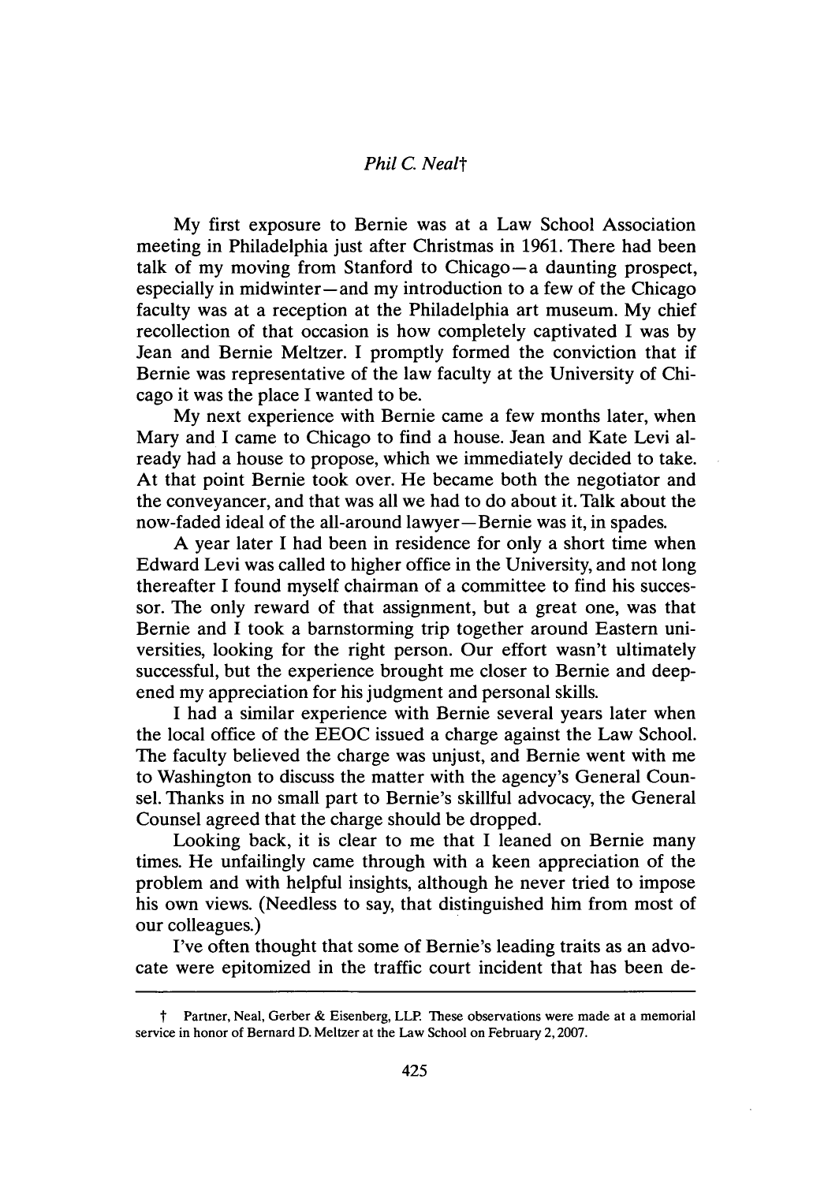*Phil C. Neal*†

My first exposure to Bernie was at a Law School Association meeting in Philadelphia just after Christmas in 1961. There had been talk of my moving from Stanford to Chicago—a daunting prospect, especially in midwinter—and my introduction to a few of the Chicago faculty was at a reception at the Philadelphia art museum. My chief recollection of that occasion is how completely captivated I was by Jean and Bernie Meltzer. I promptly formed the conviction that if Bernie was representative of the law faculty at the University of Chicago it was the place I wanted to be.

My next experience with Bernie came a few months later, when Mary and I came to Chicago to find a house. Jean and Kate Levi already had a house to propose, which we immediately decided to take. At that point Bernie took over. He became both the negotiator and the conveyancer, and that was all we had to do about it. Talk about the now-faded ideal of the all-around lawyer—Bernie was it, in spades.

A year later I had been in residence for only a short time when Edward Levi was called to higher office in the University, and not long thereafter I found myself chairman of a committee to find his successor. The only reward of that assignment, but a great one, was that Bernie and I took a barnstorming trip together around Eastern universities, looking for the right person. Our effort wasn't ultimately successful, but the experience brought me closer to Bernie and deepened my appreciation for his judgment and personal skills.

I had a similar experience with Bernie several years later when the local office of the EEOC issued a charge against the Law School. The faculty believed the charge was unjust, and Bernie went with me to Washington to discuss the matter with the agency's General Counsel. Thanks in no small part to Bernie's skillful advocacy, the General Counsel agreed that the charge should be dropped.

Looking back, it is clear to me that I leaned on Bernie many times. He unfailingly came through with a keen appreciation of the problem and with helpful insights, although he never tried to impose his own views. (Needless to say, that distinguished him from most of our colleagues.)

I've often thought that some of Bernie's leading traits as an advocate were epitomized in the traffic court incident that has been de-

---

† Partner, Neal, Gerber & Eisenberg, LLP. These observations were made at a memorial service in honor of Bernard D. Meltzer at the Law School on February 2, 2007.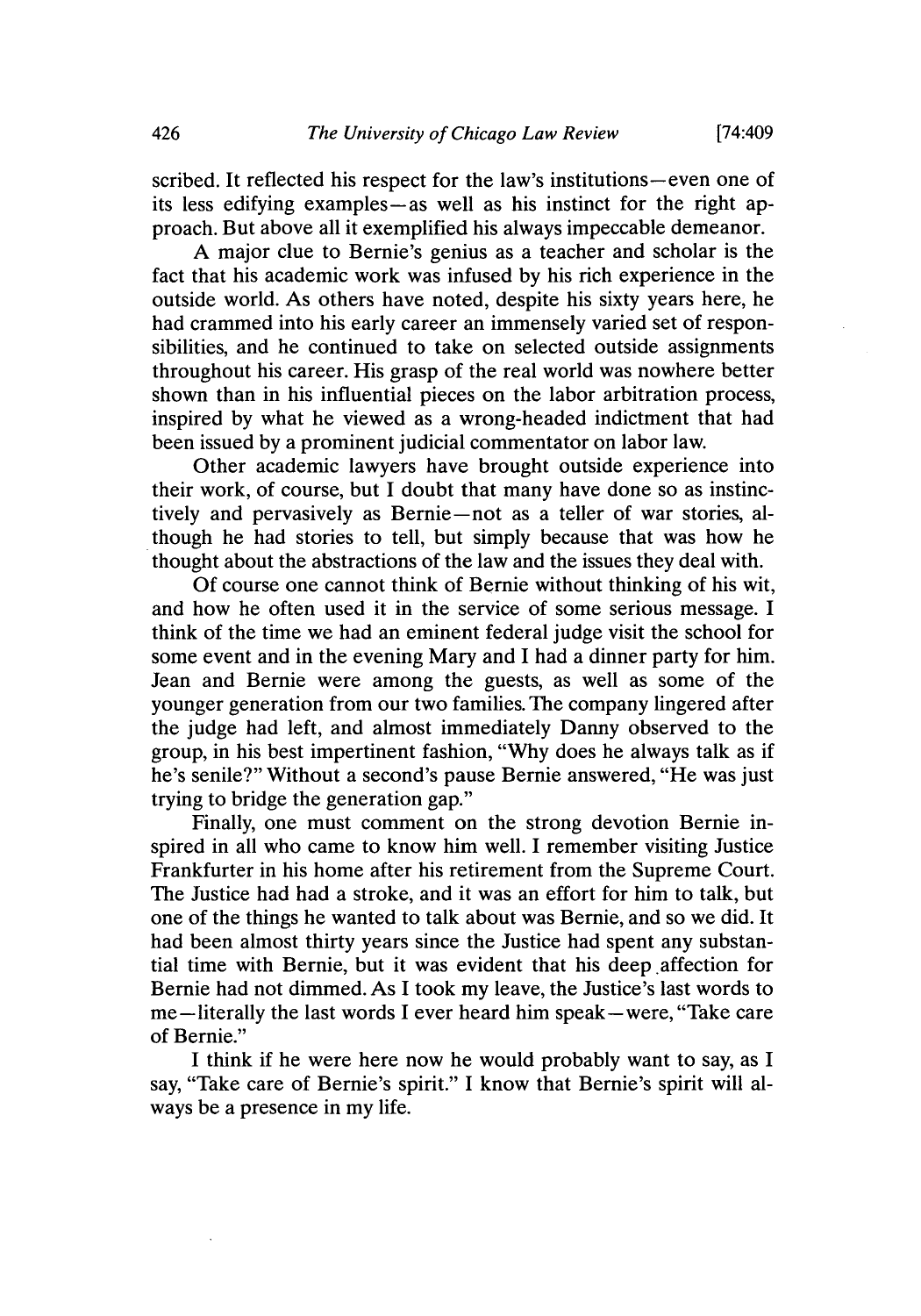scribed. It reflected his respect for the law's institutions—even one of its less edifying examples—as well as his instinct for the right approach. But above all it exemplified his always impeccable demeanor.

A major clue to Bernie's genius as a teacher and scholar is the fact that his academic work was infused by his rich experience in the outside world. As others have noted, despite his sixty years here, he had crammed into his early career an immensely varied set of responsibilities, and he continued to take on selected outside assignments throughout his career. His grasp of the real world was nowhere better shown than in his influential pieces on the labor arbitration process, inspired by what he viewed as a wrong-headed indictment that had been issued by a prominent judicial commentator on labor law.

Other academic lawyers have brought outside experience into their work, of course, but I doubt that many have done so as instinctively and pervasively as Bernie—not as a teller of war stories, although he had stories to tell, but simply because that was how he thought about the abstractions of the law and the issues they deal with.

Of course one cannot think of Bernie without thinking of his wit, and how he often used it in the service of some serious message. I think of the time we had an eminent federal judge visit the school for some event and in the evening Mary and I had a dinner party for him. Jean and Bernie were among the guests, as well as some of the younger generation from our two families. The company lingered after the judge had left, and almost immediately Danny observed to the group, in his best impertinent fashion, "Why does he always talk as if he's senile?" Without a second's pause Bernie answered, "He was just trying to bridge the generation gap."

Finally, one must comment on the strong devotion Bernie inspired in all who came to know him well. I remember visiting Justice Frankfurter in his home after his retirement from the Supreme Court. The Justice had had a stroke, and it was an effort for him to talk, but one of the things he wanted to talk about was Bernie, and so we did. It had been almost thirty years since the Justice had spent any substantial time with Bernie, but it was evident that his deep affection for Bernie had not dimmed. As I took my leave, the Justice's last words to me—literally the last words I ever heard him speak—were, "Take care of Bernie."

I think if he were here now he would probably want to say, as I say, "Take care of Bernie's spirit." I know that Bernie's spirit will always be a presence in my life.